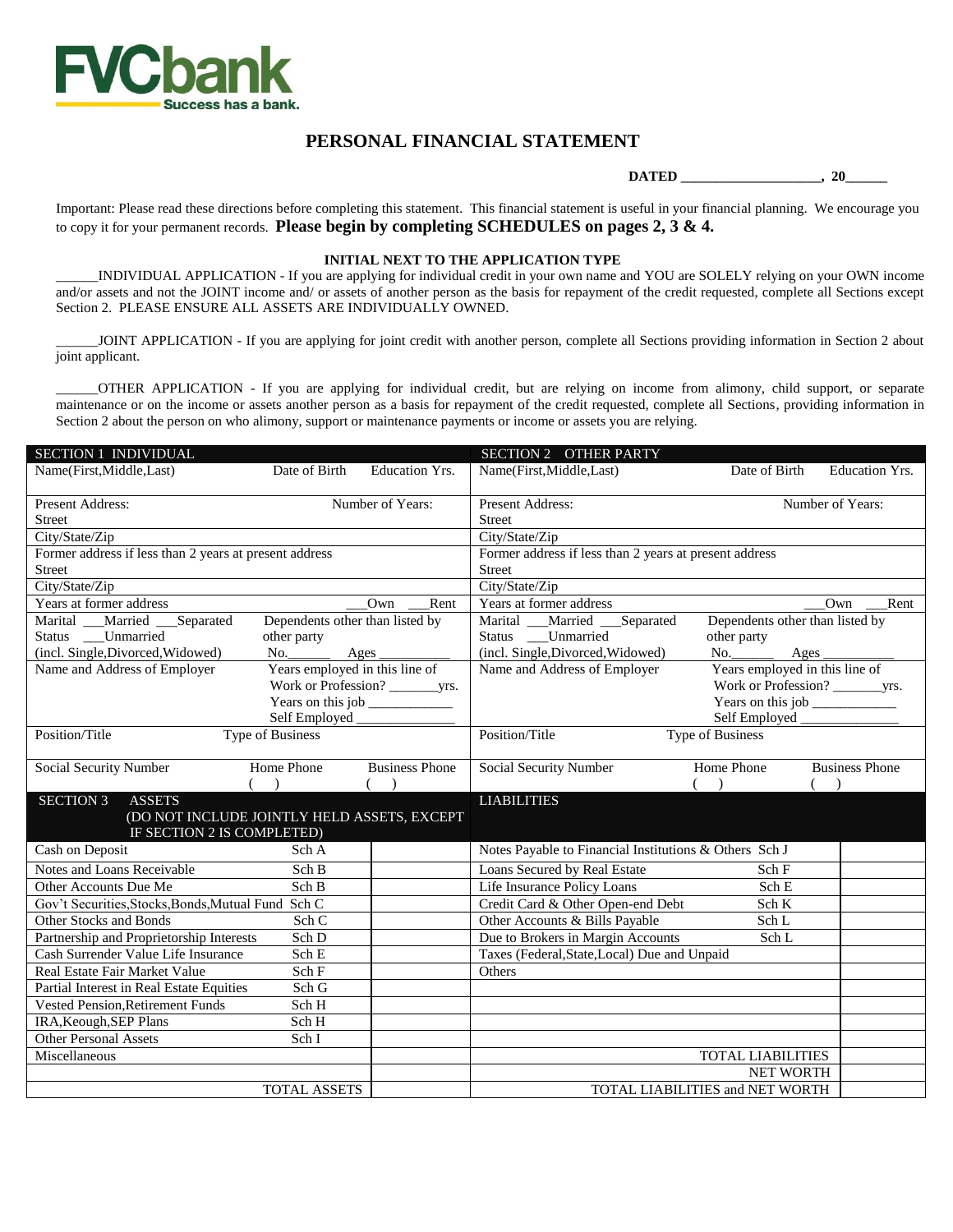FVCbank
Success has a bank.

# PERSONAL FINANCIAL STATEMENT

**DATED ____________________, 20______**

Important: Please read these directions before completing this statement. This financial statement is useful in your financial planning. We encourage you to copy it for your permanent records. **Please begin by completing SCHEDULES on pages 2, 3 & 4.**

**INITIAL NEXT TO THE APPLICATION TYPE**

______INDIVIDUAL APPLICATION - If you are applying for individual credit in your own name and YOU are SOLELY relying on your OWN income and/or assets and not the JOINT income and/ or assets of another person as the basis for repayment of the credit requested, complete all Sections except Section 2. PLEASE ENSURE ALL ASSETS ARE INDIVIDUALLY OWNED.

______JOINT APPLICATION - If you are applying for joint credit with another person, complete all Sections providing information in Section 2 about joint applicant.

______OTHER APPLICATION - If you are applying for individual credit, but are relying on income from alimony, child support, or separate maintenance or on the income or assets another person as a basis for repayment of the credit requested, complete all Sections, providing information in Section 2 about the person on who alimony, support or maintenance payments or income or assets you are relying.

| SECTION 1 INDIVIDUAL | SECTION 2 OTHER PARTY |
|---|---|
| Name(First,Middle,Last) Date of Birth Education Yrs. | Name(First,Middle,Last) Date of Birth Education Yrs. |
| Present Address: Number of Years:<br>Street | Present Address: Number of Years:<br>Street |
| City/State/Zip | City/State/Zip |
| Former address if less than 2 years at present address<br>Street | Former address if less than 2 years at present address<br>Street |
| City/State/Zip | City/State/Zip |
| Years at former address ___Own ___Rent | Years at former address ___Own ___Rent |
| Marital Status ___Married ___Separated ___Unmarried (incl. Single,Divorced,Widowed)<br>Dependents other than listed by other party No.______ Ages __________ | Marital Status ___Married ___Separated ___Unmarried (incl. Single,Divorced,Widowed)<br>Dependents other than listed by other party No.______ Ages __________ |
| Name and Address of Employer<br>Years employed in this line of Work or Profession? _______yrs.<br>Years on this job ____________<br>Self Employed ______________ | Name and Address of Employer<br>Years employed in this line of Work or Profession? _______yrs.<br>Years on this job ____________<br>Self Employed ______________ |
| Position/Title Type of Business | Position/Title Type of Business |
| Social Security Number Home Phone ( ) Business Phone ( ) | Social Security Number Home Phone ( ) Business Phone ( ) |

| SECTION 3 ASSETS (DO NOT INCLUDE JOINTLY HELD ASSETS, EXCEPT IF SECTION 2 IS COMPLETED) | | | LIABILITIES | | |
|---|---|---|---|---|---|
| Cash on Deposit | Sch A | | Notes Payable to Financial Institutions & Others | Sch J | |
| Notes and Loans Receivable | Sch B | | Loans Secured by Real Estate | Sch F | |
| Other Accounts Due Me | Sch B | | Life Insurance Policy Loans | Sch E | |
| Gov't Securities,Stocks,Bonds,Mutual Fund | Sch C | | Credit Card & Other Open-end Debt | Sch K | |
| Other Stocks and Bonds | Sch C | | Other Accounts & Bills Payable | Sch L | |
| Partnership and Proprietorship Interests | Sch D | | Due to Brokers in Margin Accounts | Sch L | |
| Cash Surrender Value Life Insurance | Sch E | | Taxes (Federal,State,Local) Due and Unpaid | | |
| Real Estate Fair Market Value | Sch F | | Others | | |
| Partial Interest in Real Estate Equities | Sch G | | | | |
| Vested Pension,Retirement Funds | Sch H | | | | |
| IRA,Keough,SEP Plans | Sch H | | | | |
| Other Personal Assets | Sch I | | | | |
| Miscellaneous | | | TOTAL LIABILITIES | | |
| | | | NET WORTH | | |
| TOTAL ASSETS | | | TOTAL LIABILITIES and NET WORTH | | |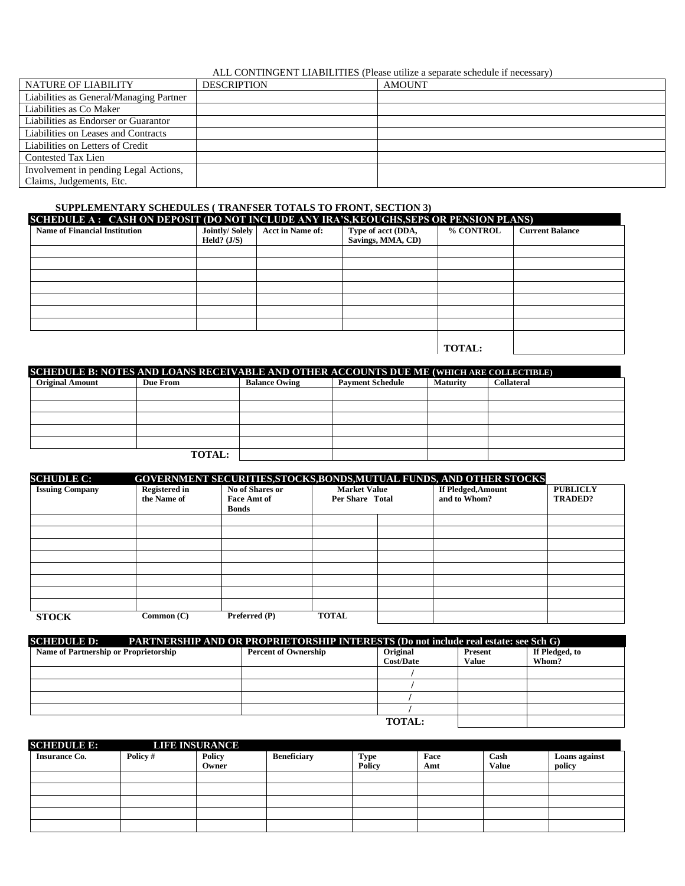ALL CONTINGENT LIABILITIES (Please utilize a separate schedule if necessary)

| NATURE OF LIABILITY | DESCRIPTION | AMOUNT |
|---|---|---|
| Liabilities as General/Managing Partner | | |
| Liabilities as Co Maker | | |
| Liabilities as Endorser or Guarantor | | |
| Liabilities on Leases and Contracts | | |
| Liabilities on Letters of Credit | | |
| Contested Tax Lien | | |
| Involvement in pending Legal Actions, Claims, Judgements, Etc. | | |

**SUPPLEMENTARY SCHEDULES ( TRANFSER TOTALS TO FRONT, SECTION 3)**

**SCHEDULE A : CASH ON DEPOSIT (DO NOT INCLUDE ANY IRA'S,KEOUGHS,SEPS OR PENSION PLANS)**

| Name of Financial Institution | Jointly/ Solely Held? (J/S) | Acct in Name of: | Type of acct (DDA, Savings, MMA, CD) | % CONTROL | Current Balance |
|---|---|---|---|---|---|
| | | | | | |
| | | | | | |
| | | | | | |
| | | | | | |
| | | | | | |
| | | | | | |
| | | | | | |
| | | | | **TOTAL:** | |

**SCHEDULE B: NOTES AND LOANS RECEIVABLE AND OTHER ACCOUNTS DUE ME (WHICH ARE COLLECTIBLE)**

| Original Amount | Due From | Balance Owing | Payment Schedule | Maturity | Collateral |
|---|---|---|---|---|---|
| | | | | | |
| | | | | | |
| | | | | | |
| | | | | | |
| | | | | | |
| | **TOTAL:** | | | | |

**SCHUDLE C: GOVERNMENT SECURITIES,STOCKS,BONDS,MUTUAL FUNDS, AND OTHER STOCKS**

| Issuing Company | Registered in the Name of | No of Shares or Face Amt of Bonds | Market Value Per Share | Total | If Pledged,Amount and to Whom? | PUBLICLY TRADED? |
|---|---|---|---|---|---|---|
| | | | | | | |
| | | | | | | |
| | | | | | | |
| | | | | | | |
| | | | | | | |
| | | | | | | |
| | | | | | | |
| | | | | | | |
| **STOCK** | **Common (C)** | **Preferred (P)** | **TOTAL** | | | |

**SCHEDULE D: PARTNERSHIP AND OR PROPRIETORSHIP INTERESTS (Do not include real estate: see Sch G)**

| Name of Partnership or Proprietorship | Percent of Ownership | Original Cost/Date | Present Value | If Pledged, to Whom? |
|---|---|---|---|---|
| | | / | | |
| | | / | | |
| | | / | | |
| | | / | | |
| | | **TOTAL:** | | |

**SCHEDULE E: LIFE INSURANCE**

| Insurance Co. | Policy # | Policy Owner | Beneficiary | Type Policy | Face Amt | Cash Value | Loans against policy |
|---|---|---|---|---|---|---|---|
| | | | | | | | |
| | | | | | | | |
| | | | | | | | |
| | | | | | | | |
| | | | | | | | |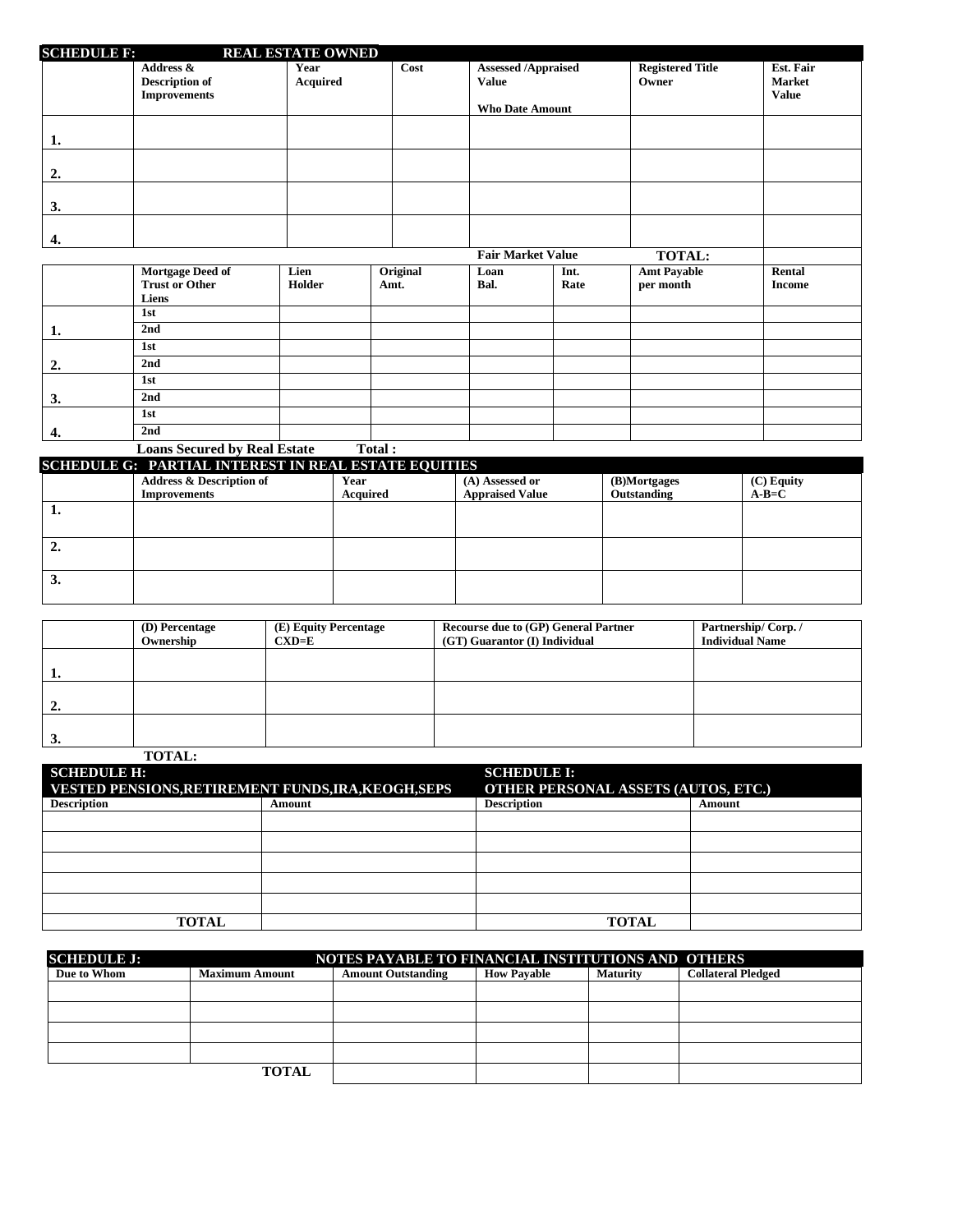## SCHEDULE F: REAL ESTATE OWNED

| | Address & Description of Improvements | Year Acquired | Cost | Assessed /Appraised Value<br><br>Who Date Amount | Registered Title Owner | Est. Fair Market Value |
|---|---|---|---|---|---|---|
| 1. | | | | | | |
| 2. | | | | | | |
| 3. | | | | | | |
| 4. | | | | | | |
| | | | | Fair Market Value | TOTAL: | |

| | Mortgage Deed of Trust or Other Liens | Lien Holder | Original Amt. | Loan Bal. | Int. Rate | Amt Payable per month | Rental Income |
|---|---|---|---|---|---|---|---|
| 1. | 1st | | | | | | |
| | 2nd | | | | | | |
| 2. | 1st | | | | | | |
| | 2nd | | | | | | |
| 3. | 1st | | | | | | |
| | 2nd | | | | | | |
| 4. | 1st | | | | | | |
| | 2nd | | | | | | |

Loans Secured by Real Estate Total :

## SCHEDULE G: PARTIAL INTEREST IN REAL ESTATE EQUITIES

| | Address & Description of Improvements | Year Acquired | (A) Assessed or Appraised Value | (B)Mortgages Outstanding | (C) Equity A-B=C |
|---|---|---|---|---|---|
| 1. | | | | | |
| 2. | | | | | |
| 3. | | | | | |

| | (D) Percentage Ownership | (E) Equity Percentage CXD=E | Recourse due to (GP) General Partner (GT) Guarantor (I) Individual | Partnership/ Corp. / Individual Name |
|---|---|---|---|---|
| 1. | | | | |
| 2. | | | | |
| 3. | | | | |

TOTAL:

## SCHEDULE H: VESTED PENSIONS,RETIREMENT FUNDS,IRA,KEOGH,SEPS

| Description | Amount |
|---|---|
| | |
| | |
| | |
| | |
| | |
| TOTAL | |

## SCHEDULE I: OTHER PERSONAL ASSETS (AUTOS, ETC.)

| Description | Amount |
|---|---|
| | |
| | |
| | |
| | |
| | |
| TOTAL | |

## SCHEDULE J: NOTES PAYABLE TO FINANCIAL INSTITUTIONS AND OTHERS

| Due to Whom | Maximum Amount | Amount Outstanding | How Payable | Maturity | Collateral Pledged |
|---|---|---|---|---|---|
| | | | | | |
| | | | | | |
| | | | | | |
| | | | | | |
| | TOTAL | | | | |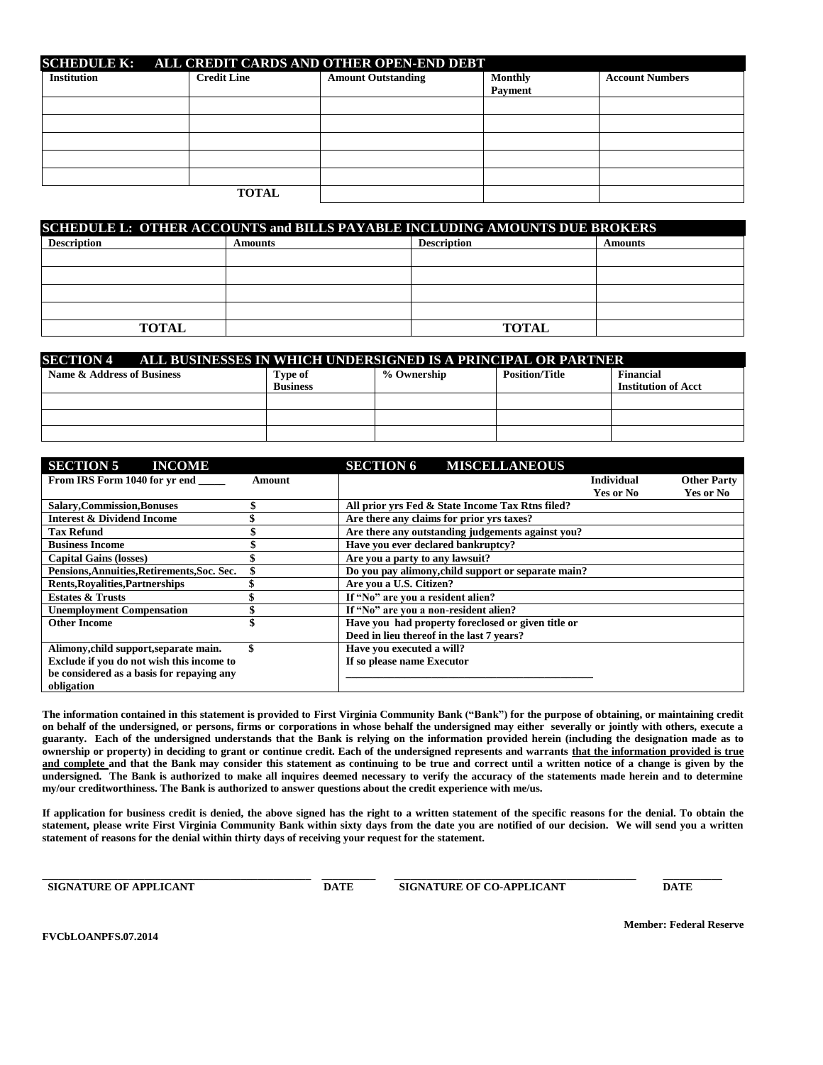## SCHEDULE K: ALL CREDIT CARDS AND OTHER OPEN-END DEBT

| Institution | Credit Line | Amount Outstanding | Monthly Payment | Account Numbers |
|---|---|---|---|---|
| | | | | |
| | | | | |
| | | | | |
| | | | | |
| | | | | |
| | **TOTAL** | | | |

## SCHEDULE L: OTHER ACCOUNTS and BILLS PAYABLE INCLUDING AMOUNTS DUE BROKERS

| Description | Amounts | Description | Amounts |
|---|---|---|---|
| | | | |
| | | | |
| | | | |
| | | | |
| **TOTAL** | | **TOTAL** | |

## SECTION 4 ALL BUSINESSES IN WHICH UNDERSIGNED IS A PRINCIPAL OR PARTNER

| Name & Address of Business | Type of Business | % Ownership | Position/Title | Financial Institution of Acct |
|---|---|---|---|---|
| | | | | |
| | | | | |
| | | | | |

## SECTION 5 INCOME

| From IRS Form 1040 for yr end _____ | Amount |
|---|---|
| Salary,Commission,Bonuses | $ |
| Interest & Dividend Income | $ |
| Tax Refund | $ |
| Business Income | $ |
| Capital Gains (losses) | $ |
| Pensions,Annuities,Retirements,Soc. Sec. | $ |
| Rents,Royalities,Partnerships | $ |
| Estates & Trusts | $ |
| Unemployment Compensation | $ |
| Other Income | $ |
| Alimony,child support,separate main. Exclude if you do not wish this income to be considered as a basis for repaying any obligation | $ |

## SECTION 6 MISCELLANEOUS

| | Individual Yes or No | Other Party Yes or No |
|---|---|---|
| All prior yrs Fed & State Income Tax Rtns filed? | | |
| Are there any claims for prior yrs taxes? | | |
| Are there any outstanding judgements against you? | | |
| Have you ever declared bankruptcy? | | |
| Are you a party to any lawsuit? | | |
| Do you pay alimony,child support or separate main? | | |
| Are you a U.S. Citizen? | | |
| If "No" are you a resident alien? | | |
| If "No" are you a non-resident alien? | | |
| Have you had property foreclosed or given title or Deed in lieu thereof in the last 7 years? | | |
| Have you executed a will? If so please name Executor ______________________________ | | |

**The information contained in this statement is provided to First Virginia Community Bank ("Bank") for the purpose of obtaining, or maintaining credit on behalf of the undersigned, or persons, firms or corporations in whose behalf the undersigned may either severally or jointly with others, execute a guaranty. Each of the undersigned understands that the Bank is relying on the information provided herein (including the designation made as to ownership or property) in deciding to grant or continue credit. Each of the undersigned represents and warrants that the information provided is true and complete and that the Bank may consider this statement as continuing to be true and correct until a written notice of a change is given by the undersigned. The Bank is authorized to make all inquires deemed necessary to verify the accuracy of the statements made herein and to determine my/our creditworthiness. The Bank is authorized to answer questions about the credit experience with me/us.**

**If application for business credit is denied, the above signed has the right to a written statement of the specific reasons for the denial. To obtain the statement, please write First Virginia Community Bank within sixty days from the date you are notified of our decision. We will send you a written statement of reasons for the denial within thirty days of receiving your request for the statement.**

______________________________ ________ ______________________________ ________

**SIGNATURE OF APPLICANT** **DATE** **SIGNATURE OF CO-APPLICANT** **DATE**

**Member: Federal Reserve**

**FVCbLOANPFS.07.2014**